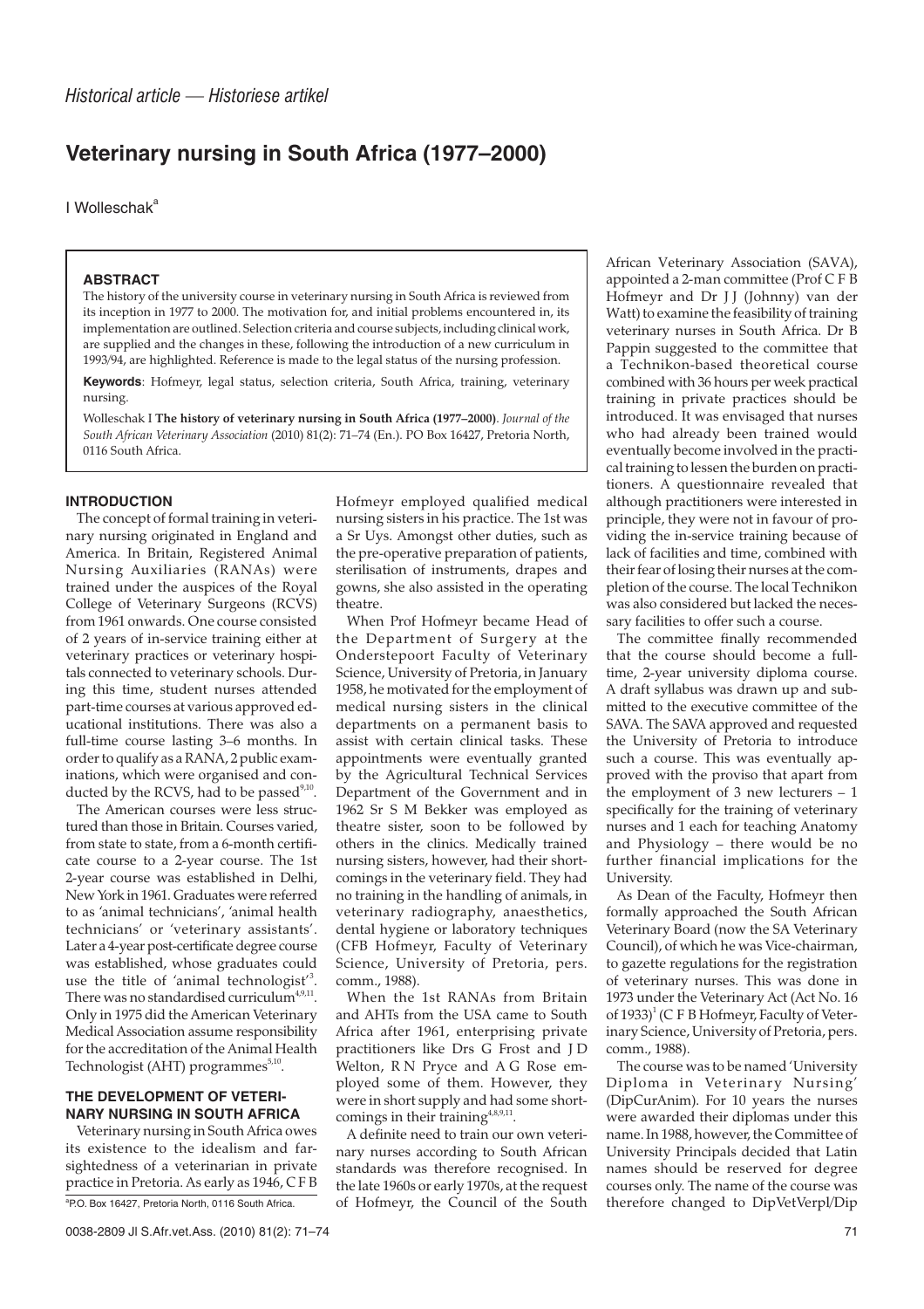*Historical article — Historiese artikel*

# Veterinary nursing in South Africa (1977–2000)

I Wolleschak[a]

### ABSTRACT

The history of the university course in veterinary nursing in South Africa is reviewed from its inception in 1977 to 2000. The motivation for, and initial problems encountered in, its implementation are outlined. Selection criteria and course subjects, including clinical work, are supplied and the changes in these, following the introduction of a new curriculum in 1993/94, are highlighted. Reference is made to the legal status of the nursing profession.

**Keywords**: Hofmeyr, legal status, selection criteria, South Africa, training, veterinary nursing.

Wolleschak I **The history of veterinary nursing in South Africa (1977–2000)**. *Journal of the South African Veterinary Association* (2010) 81(2): 71–74 (En.). PO Box 16427, Pretoria North, 0116 South Africa.

## INTRODUCTION

The concept of formal training in veterinary nursing originated in England and America. In Britain, Registered Animal Nursing Auxiliaries (RANAs) were trained under the auspices of the Royal College of Veterinary Surgeons (RCVS) from 1961 onwards. One course consisted of 2 years of in-service training either at veterinary practices or veterinary hospitals connected to veterinary schools. During this time, student nurses attended part-time courses at various approved educational institutions. There was also a full-time course lasting 3–6 months. In order to qualify as a RANA, 2 public examinations, which were organised and conducted by the RCVS, had to be passed[9,10].

The American courses were less structured than those in Britain. Courses varied, from state to state, from a 6-month certificate course to a 2-year course. The 1st 2-year course was established in Delhi, New York in 1961. Graduates were referred to as 'animal technicians', 'animal health technicians' or 'veterinary assistants'. Later a 4-year post-certificate degree course was established, whose graduates could use the title of 'animal technologist'[3]. There was no standardised curriculum[4,9,11]. Only in 1975 did the American Veterinary Medical Association assume responsibility for the accreditation of the Animal Health Technologist (AHT) programmes[5,10].

## THE DEVELOPMENT OF VETERINARY NURSING IN SOUTH AFRICA

Veterinary nursing in South Africa owes its existence to the idealism and far-sightedness of a veterinarian in private practice in Pretoria. As early as 1946, C F B Hofmeyr employed qualified medical nursing sisters in his practice. The 1st was a Sr Uys. Amongst other duties, such as the pre-operative preparation of patients, sterilisation of instruments, drapes and gowns, she also assisted in the operating theatre.

When Prof Hofmeyr became Head of the Department of Surgery at the Onderstepoort Faculty of Veterinary Science, University of Pretoria, in January 1958, he motivated for the employment of medical nursing sisters in the clinical departments on a permanent basis to assist with certain clinical tasks. These appointments were eventually granted by the Agricultural Technical Services Department of the Government and in 1962 Sr S M Bekker was employed as theatre sister, soon to be followed by others in the clinics. Medically trained nursing sisters, however, had their shortcomings in the veterinary field. They had no training in the handling of animals, in veterinary radiography, anaesthetics, dental hygiene or laboratory techniques (CFB Hofmeyr, Faculty of Veterinary Science, University of Pretoria, pers. comm., 1988).

When the 1st RANAs from Britain and AHTs from the USA came to South Africa after 1961, enterprising private practitioners like Drs G Frost and J D Welton, R N Pryce and A G Rose employed some of them. However, they were in short supply and had some shortcomings in their training[4,8,9,11].

A definite need to train our own veterinary nurses according to South African standards was therefore recognised. In the late 1960s or early 1970s, at the request of Hofmeyr, the Council of the South African Veterinary Association (SAVA), appointed a 2-man committee (Prof C F B Hofmeyr and Dr J J (Johnny) van der Watt) to examine the feasibility of training veterinary nurses in South Africa. Dr B Pappin suggested to the committee that a Technikon-based theoretical course combined with 36 hours per week practical training in private practices should be introduced. It was envisaged that nurses who had already been trained would eventually become involved in the practical training to lessen the burden on practitioners. A questionnaire revealed that although practitioners were interested in principle, they were not in favour of providing the in-service training because of lack of facilities and time, combined with their fear of losing their nurses at the completion of the course. The local Technikon was also considered but lacked the necessary facilities to offer such a course.

The committee finally recommended that the course should become a full-time, 2-year university diploma course. A draft syllabus was drawn up and submitted to the executive committee of the SAVA. The SAVA approved and requested the University of Pretoria to introduce such a course. This was eventually approved with the proviso that apart from the employment of 3 new lecturers – 1 specifically for the training of veterinary nurses and 1 each for teaching Anatomy and Physiology – there would be no further financial implications for the University.

As Dean of the Faculty, Hofmeyr then formally approached the South African Veterinary Board (now the SA Veterinary Council), of which he was Vice-chairman, to gazette regulations for the registration of veterinary nurses. This was done in 1973 under the Veterinary Act (Act No. 16 of 1933)[1] (C F B Hofmeyr, Faculty of Veterinary Science, University of Pretoria, pers. comm., 1988).

The course was to be named 'University Diploma in Veterinary Nursing' (DipCurAnim). For 10 years the nurses were awarded their diplomas under this name. In 1988, however, the Committee of University Principals decided that Latin names should be reserved for degree courses only. The name of the course was therefore changed to DipVetVerpl/Dip

[a] P.O. Box 16427, Pretoria North, 0116 South Africa.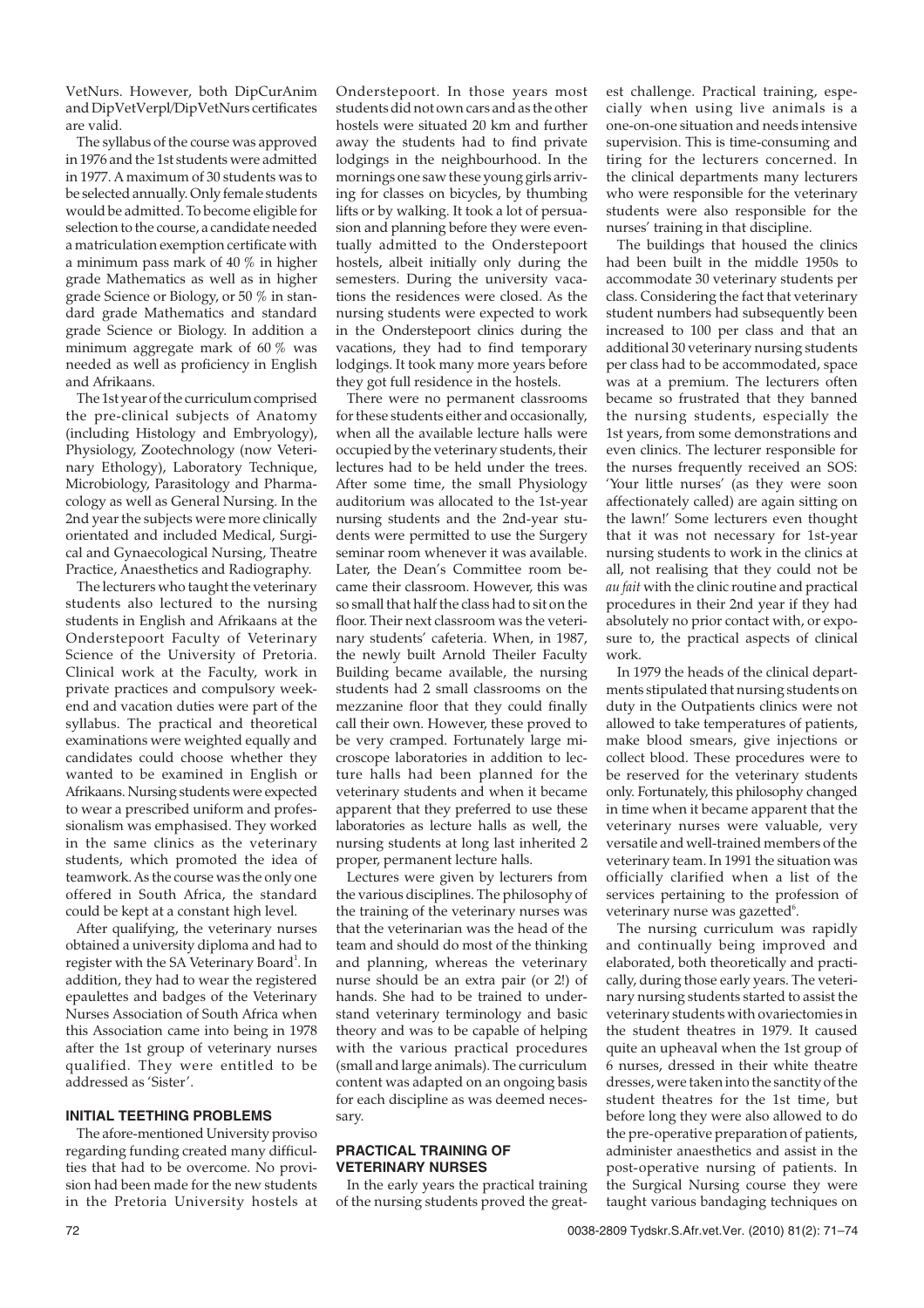VetNurs. However, both DipCurAnim and DipVetVerpl/DipVetNurs certificates are valid.

The syllabus of the course was approved in 1976 and the 1st students were admitted in 1977. A maximum of 30 students was to be selected annually. Only female students would be admitted. To become eligible for selection to the course, a candidate needed a matriculation exemption certificate with a minimum pass mark of 40 % in higher grade Mathematics as well as in higher grade Science or Biology, or 50 % in standard grade Mathematics and standard grade Science or Biology. In addition a minimum aggregate mark of 60 % was needed as well as proficiency in English and Afrikaans.

The 1st year of the curriculum comprised the pre-clinical subjects of Anatomy (including Histology and Embryology), Physiology, Zootechnology (now Veterinary Ethology), Laboratory Technique, Microbiology, Parasitology and Pharmacology as well as General Nursing. In the 2nd year the subjects were more clinically orientated and included Medical, Surgical and Gynaecological Nursing, Theatre Practice, Anaesthetics and Radiography.

The lecturers who taught the veterinary students also lectured to the nursing students in English and Afrikaans at the Onderstepoort Faculty of Veterinary Science of the University of Pretoria. Clinical work at the Faculty, work in private practices and compulsory weekend and vacation duties were part of the syllabus. The practical and theoretical examinations were weighted equally and candidates could choose whether they wanted to be examined in English or Afrikaans. Nursing students were expected to wear a prescribed uniform and professionalism was emphasised. They worked in the same clinics as the veterinary students, which promoted the idea of teamwork. As the course was the only one offered in South Africa, the standard could be kept at a constant high level.

After qualifying, the veterinary nurses obtained a university diploma and had to register with the SA Veterinary Board[1]. In addition, they had to wear the registered epaulettes and badges of the Veterinary Nurses Association of South Africa when this Association came into being in 1978 after the 1st group of veterinary nurses qualified. They were entitled to be addressed as 'Sister'.

## INITIAL TEETHING PROBLEMS

The afore-mentioned University proviso regarding funding created many difficulties that had to be overcome. No provision had been made for the new students in the Pretoria University hostels at Onderstepoort. In those years most students did not own cars and as the other hostels were situated 20 km and further away the students had to find private lodgings in the neighbourhood. In the mornings one saw these young girls arriving for classes on bicycles, by thumbing lifts or by walking. It took a lot of persuasion and planning before they were eventually admitted to the Onderstepoort hostels, albeit initially only during the semesters. During the university vacations the residences were closed. As the nursing students were expected to work in the Onderstepoort clinics during the vacations, they had to find temporary lodgings. It took many more years before they got full residence in the hostels.

There were no permanent classrooms for these students either and occasionally, when all the available lecture halls were occupied by the veterinary students, their lectures had to be held under the trees. After some time, the small Physiology auditorium was allocated to the 1st-year nursing students and the 2nd-year students were permitted to use the Surgery seminar room whenever it was available. Later, the Dean's Committee room became their classroom. However, this was so small that half the class had to sit on the floor. Their next classroom was the veterinary students' cafeteria. When, in 1987, the newly built Arnold Theiler Faculty Building became available, the nursing students had 2 small classrooms on the mezzanine floor that they could finally call their own. However, these proved to be very cramped. Fortunately large microscope laboratories in addition to lecture halls had been planned for the veterinary students and when it became apparent that they preferred to use these laboratories as lecture halls as well, the nursing students at long last inherited 2 proper, permanent lecture halls.

Lectures were given by lecturers from the various disciplines. The philosophy of the training of the veterinary nurses was that the veterinarian was the head of the team and should do most of the thinking and planning, whereas the veterinary nurse should be an extra pair (or 2!) of hands. She had to be trained to understand veterinary terminology and basic theory and was to be capable of helping with the various practical procedures (small and large animals). The curriculum content was adapted on an ongoing basis for each discipline as was deemed necessary.

## PRACTICAL TRAINING OF VETERINARY NURSES

In the early years the practical training of the nursing students proved the greatest challenge. Practical training, especially when using live animals is a one-on-one situation and needs intensive supervision. This is time-consuming and tiring for the lecturers concerned. In the clinical departments many lecturers who were responsible for the veterinary students were also responsible for the nurses' training in that discipline.

The buildings that housed the clinics had been built in the middle 1950s to accommodate 30 veterinary students per class. Considering the fact that veterinary student numbers had subsequently been increased to 100 per class and that an additional 30 veterinary nursing students per class had to be accommodated, space was at a premium. The lecturers often became so frustrated that they banned the nursing students, especially the 1st years, from some demonstrations and even clinics. The lecturer responsible for the nurses frequently received an SOS: 'Your little nurses' (as they were soon affectionately called) are again sitting on the lawn!' Some lecturers even thought that it was not necessary for 1st-year nursing students to work in the clinics at all, not realising that they could not be *au fait* with the clinic routine and practical procedures in their 2nd year if they had absolutely no prior contact with, or exposure to, the practical aspects of clinical work.

In 1979 the heads of the clinical departments stipulated that nursing students on duty in the Outpatients clinics were not allowed to take temperatures of patients, make blood smears, give injections or collect blood. These procedures were to be reserved for the veterinary students only. Fortunately, this philosophy changed in time when it became apparent that the veterinary nurses were valuable, very versatile and well-trained members of the veterinary team. In 1991 the situation was officially clarified when a list of the services pertaining to the profession of veterinary nurse was gazetted[6].

The nursing curriculum was rapidly and continually being improved and elaborated, both theoretically and practically, during those early years. The veterinary nursing students started to assist the veterinary students with ovariectomies in the student theatres in 1979. It caused quite an upheaval when the 1st group of 6 nurses, dressed in their white theatre dresses, were taken into the sanctity of the student theatres for the 1st time, but before long they were also allowed to do the pre-operative preparation of patients, administer anaesthetics and assist in the post-operative nursing of patients. In the Surgical Nursing course they were taught various bandaging techniques on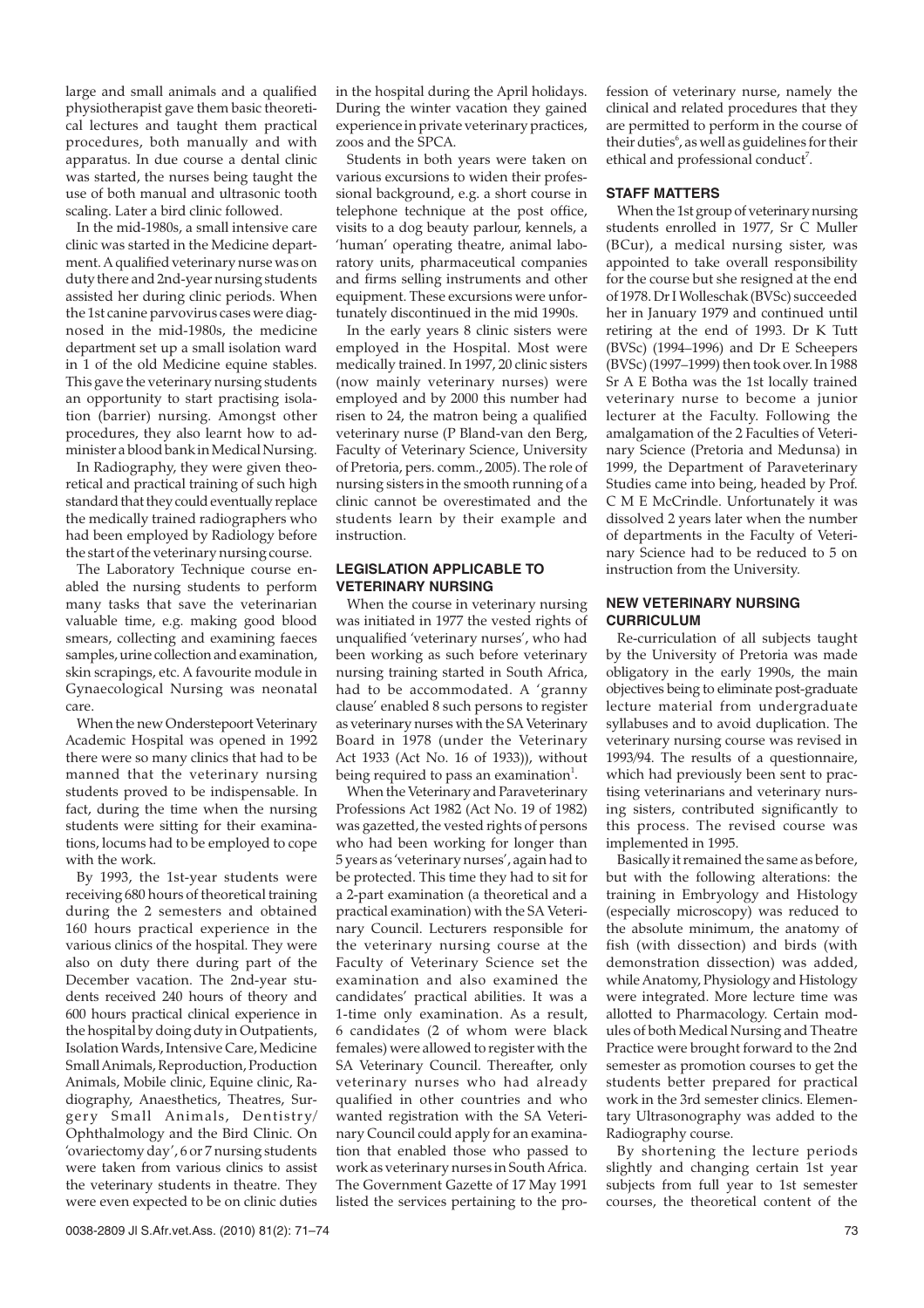large and small animals and a qualified physiotherapist gave them basic theoretical lectures and taught them practical procedures, both manually and with apparatus. In due course a dental clinic was started, the nurses being taught the use of both manual and ultrasonic tooth scaling. Later a bird clinic followed.

In the mid-1980s, a small intensive care clinic was started in the Medicine department. A qualified veterinary nurse was on duty there and 2nd-year nursing students assisted her during clinic periods. When the 1st canine parvovirus cases were diagnosed in the mid-1980s, the medicine department set up a small isolation ward in 1 of the old Medicine equine stables. This gave the veterinary nursing students an opportunity to start practising isolation (barrier) nursing. Amongst other procedures, they also learnt how to administer a blood bank in Medical Nursing.

In Radiography, they were given theoretical and practical training of such high standard that they could eventually replace the medically trained radiographers who had been employed by Radiology before the start of the veterinary nursing course.

The Laboratory Technique course enabled the nursing students to perform many tasks that save the veterinarian valuable time, e.g. making good blood smears, collecting and examining faeces samples, urine collection and examination, skin scrapings, etc. A favourite module in Gynaecological Nursing was neonatal care.

When the new Onderstepoort Veterinary Academic Hospital was opened in 1992 there were so many clinics that had to be manned that the veterinary nursing students proved to be indispensable. In fact, during the time when the nursing students were sitting for their examinations, locums had to be employed to cope with the work.

By 1993, the 1st-year students were receiving 680 hours of theoretical training during the 2 semesters and obtained 160 hours practical experience in the various clinics of the hospital. They were also on duty there during part of the December vacation. The 2nd-year students received 240 hours of theory and 600 hours practical clinical experience in the hospital by doing duty in Outpatients, Isolation Wards, Intensive Care, Medicine Small Animals, Reproduction, Production Animals, Mobile clinic, Equine clinic, Radiography, Anaesthetics, Theatres, Surgery Small Animals, Dentistry/Ophthalmology and the Bird Clinic. On 'ovariectomy day', 6 or 7 nursing students were taken from various clinics to assist the veterinary students in theatre. They were even expected to be on clinic duties in the hospital during the April holidays. During the winter vacation they gained experience in private veterinary practices, zoos and the SPCA.

Students in both years were taken on various excursions to widen their professional background, e.g. a short course in telephone technique at the post office, visits to a dog beauty parlour, kennels, a 'human' operating theatre, animal laboratory units, pharmaceutical companies and firms selling instruments and other equipment. These excursions were unfortunately discontinued in the mid 1990s.

In the early years 8 clinic sisters were employed in the Hospital. Most were medically trained. In 1997, 20 clinic sisters (now mainly veterinary nurses) were employed and by 2000 this number had risen to 24, the matron being a qualified veterinary nurse (P Bland-van den Berg, Faculty of Veterinary Science, University of Pretoria, pers. comm., 2005). The role of nursing sisters in the smooth running of a clinic cannot be overestimated and the students learn by their example and instruction.

## LEGISLATION APPLICABLE TO VETERINARY NURSING

When the course in veterinary nursing was initiated in 1977 the vested rights of unqualified 'veterinary nurses', who had been working as such before veterinary nursing training started in South Africa, had to be accommodated. A 'granny clause' enabled 8 such persons to register as veterinary nurses with the SA Veterinary Board in 1978 (under the Veterinary Act 1933 (Act No. 16 of 1933)), without being required to pass an examination[1].

When the Veterinary and Paraveterinary Professions Act 1982 (Act No. 19 of 1982) was gazetted, the vested rights of persons who had been working for longer than 5 years as 'veterinary nurses', again had to be protected. This time they had to sit for a 2-part examination (a theoretical and a practical examination) with the SA Veterinary Council. Lecturers responsible for the veterinary nursing course at the Faculty of Veterinary Science set the examination and also examined the candidates' practical abilities. It was a 1-time only examination. As a result, 6 candidates (2 of whom were black females) were allowed to register with the SA Veterinary Council. Thereafter, only veterinary nurses who had already qualified in other countries and who wanted registration with the SA Veterinary Council could apply for an examination that enabled those who passed to work as veterinary nurses in South Africa. The Government Gazette of 17 May 1991 listed the services pertaining to the profession of veterinary nurse, namely the clinical and related procedures that they are permitted to perform in the course of their duties[6], as well as guidelines for their ethical and professional conduct[7].

## STAFF MATTERS

When the 1st group of veterinary nursing students enrolled in 1977, Sr C Muller (BCur), a medical nursing sister, was appointed to take overall responsibility for the course but she resigned at the end of 1978. Dr I Wolleschak (BVSc) succeeded her in January 1979 and continued until retiring at the end of 1993. Dr K Tutt (BVSc) (1994–1996) and Dr E Scheepers (BVSc) (1997–1999) then took over. In 1988 Sr A E Botha was the 1st locally trained veterinary nurse to become a junior lecturer at the Faculty. Following the amalgamation of the 2 Faculties of Veterinary Science (Pretoria and Medunsa) in 1999, the Department of Paraveterinary Studies came into being, headed by Prof. C M E McCrindle. Unfortunately it was dissolved 2 years later when the number of departments in the Faculty of Veterinary Science had to be reduced to 5 on instruction from the University.

## NEW VETERINARY NURSING CURRICULUM

Re-curriculation of all subjects taught by the University of Pretoria was made obligatory in the early 1990s, the main objectives being to eliminate post-graduate lecture material from undergraduate syllabuses and to avoid duplication. The veterinary nursing course was revised in 1993/94. The results of a questionnaire, which had previously been sent to practising veterinarians and veterinary nursing sisters, contributed significantly to this process. The revised course was implemented in 1995.

Basically it remained the same as before, but with the following alterations: the training in Embryology and Histology (especially microscopy) was reduced to the absolute minimum, the anatomy of fish (with dissection) and birds (with demonstration dissection) was added, while Anatomy, Physiology and Histology were integrated. More lecture time was allotted to Pharmacology. Certain modules of both Medical Nursing and Theatre Practice were brought forward to the 2nd semester as promotion courses to get the students better prepared for practical work in the 3rd semester clinics. Elementary Ultrasonography was added to the Radiography course.

By shortening the lecture periods slightly and changing certain 1st year subjects from full year to 1st semester courses, the theoretical content of the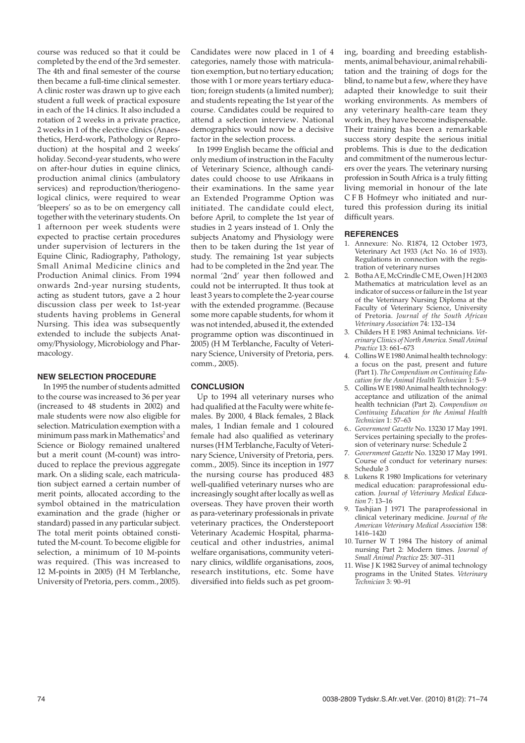course was reduced so that it could be completed by the end of the 3rd semester. The 4th and final semester of the course then became a full-time clinical semester. A clinic roster was drawn up to give each student a full week of practical exposure in each of the 14 clinics. It also included a rotation of 2 weeks in a private practice, 2 weeks in 1 of the elective clinics (Anaesthetics, Herd-work, Pathology or Reproduction) at the hospital and 2 weeks' holiday. Second-year students, who were on after-hour duties in equine clinics, production animal clinics (ambulatory services) and reproduction/theriogenological clinics, were required to wear 'bleepers' so as to be on emergency call together with the veterinary students. On 1 afternoon per week students were expected to practise certain procedures under supervision of lecturers in the Equine Clinic, Radiography, Pathology, Small Animal Medicine clinics and Production Animal clinics. From 1994 onwards 2nd-year nursing students, acting as student tutors, gave a 2 hour discussion class per week to 1st-year students having problems in General Nursing. This idea was subsequently extended to include the subjects Anatomy/Physiology, Microbiology and Pharmacology.

## NEW SELECTION PROCEDURE

In 1995 the number of students admitted to the course was increased to 36 per year (increased to 48 students in 2002) and male students were now also eligible for selection. Matriculation exemption with a minimum pass mark in Mathematics[2] and Science or Biology remained unaltered but a merit count (M-count) was introduced to replace the previous aggregate mark. On a sliding scale, each matriculation subject earned a certain number of merit points, allocated according to the symbol obtained in the matriculation examination and the grade (higher or standard) passed in any particular subject. The total merit points obtained constituted the M-count. To become eligible for selection, a minimum of 10 M-points was required. (This was increased to 12 M-points in 2005) (H M Terblanche, University of Pretoria, pers. comm., 2005). Candidates were now placed in 1 of 4 categories, namely those with matriculation exemption, but no tertiary education; those with 1 or more years tertiary education; foreign students (a limited number); and students repeating the 1st year of the course. Candidates could be required to attend a selection interview. National demographics would now be a decisive factor in the selection process.

In 1999 English became the official and only medium of instruction in the Faculty of Veterinary Science, although candidates could choose to use Afrikaans in their examinations. In the same year an Extended Programme Option was initiated. The candidate could elect, before April, to complete the 1st year of studies in 2 years instead of 1. Only the subjects Anatomy and Physiology were then to be taken during the 1st year of study. The remaining 1st year subjects had to be completed in the 2nd year. The normal '2nd' year then followed and could not be interrupted. It thus took at least 3 years to complete the 2-year course with the extended programme. (Because some more capable students, for whom it was not intended, abused it, the extended programme option was discontinued in 2005) (H M Terblanche, Faculty of Veterinary Science, University of Pretoria, pers. comm., 2005).

## CONCLUSION

Up to 1994 all veterinary nurses who had qualified at the Faculty were white females. By 2000, 4 Black females, 2 Black males, 1 Indian female and 1 coloured female had also qualified as veterinary nurses (H M Terblanche, Faculty of Veterinary Science, University of Pretoria, pers. comm., 2005). Since its inception in 1977 the nursing course has produced 483 well-qualified veterinary nurses who are increasingly sought after locally as well as overseas. They have proven their worth as para-veterinary professionals in private veterinary practices, the Onderstepoort Veterinary Academic Hospital, pharmaceutical and other industries, animal welfare organisations, community veterinary clinics, wildlife organisations, zoos, research institutions, etc. Some have diversified into fields such as pet grooming, boarding and breeding establishments, animal behaviour, animal rehabilitation and the training of dogs for the blind, to name but a few, where they have adapted their knowledge to suit their working environments. As members of any veterinary health-care team they work in, they have become indispensable. Their training has been a remarkable success story despite the serious initial problems. This is due to the dedication and commitment of the numerous lecturers over the years. The veterinary nursing profession in South Africa is a truly fitting living memorial in honour of the late C F B Hofmeyr who initiated and nurtured this profession during its initial difficult years.

## REFERENCES

1. Annexure: No. R1874, 12 October 1973, Veterinary Act 1933 (Act No. 16 of 1933). Regulations in connection with the registration of veterinary nurses
2. Botha A E, McCrindle C M E, Owen J H 2003 Mathematics at matriculation level as an indicator of success or failure in the 1st year of the Veterinary Nursing Diploma at the Faculty of Veterinary Science, University of Pretoria. *Journal of the South African Veterinary Association* 74: 132–134
3. Childers H E 1983 Animal technicians. *Veterinary Clinics of North America. Small Animal Practice* 13: 661–673
4. Collins W E 1980 Animal health technology: a focus on the past, present and future (Part 1). *The Compendium on Continuing Education for the Animal Health Technician* 1: 5–9
5. Collins W E 1980 Animal health technology: acceptance and utilization of the animal health technician (Part 2). *Compendium on Continuing Education for the Animal Health Technician* 1: 57–63
6. *Government Gazette* No. 13230 17 May 1991. Services pertaining specially to the profession of veterinary nurse: Schedule 2
7. *Government Gazette* No. 13230 17 May 1991. Course of conduct for veterinary nurses: Schedule 3
8. Lukens R 1980 Implications for veterinary medical education: paraprofessional education. *Journal of Veterinary Medical Education* 7: 13–16
9. Tashjian J 1971 The paraprofessional in clinical veterinary medicine. *Journal of the American Veterinary Medical Association* 158: 1416–1420
10. Turner W T 1984 The history of animal nursing Part 2: Modern times. *Journal of Small Animal Practice* 25: 307–311
11. Wise J K 1982 Survey of animal technology programs in the United States. *Veterinary Technician* 3: 90–91